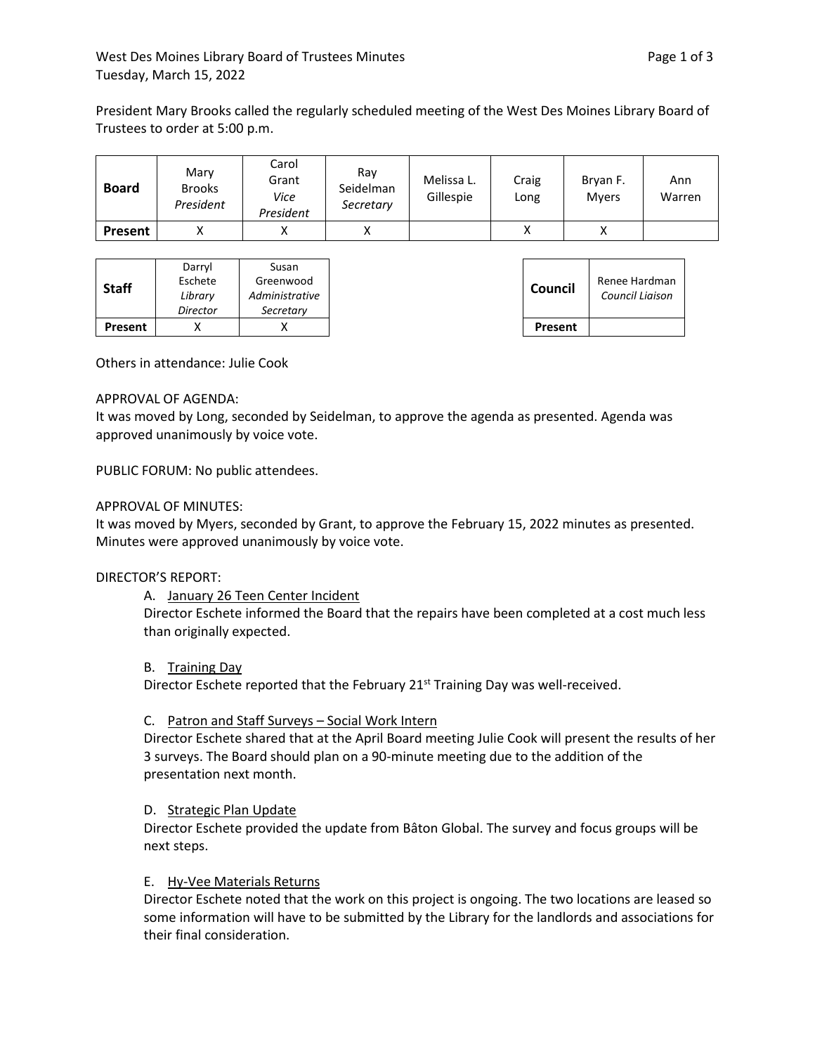# West Des Moines Library Board of Trustees Minutes

Tuesday, March 15, 2022

President Mary Brooks called the regularly scheduled meeting of the West Des Moines Library Board of Trustees to order at 5:00 p.m.

| **Board** | Mary Brooks *President* | Carol Grant *Vice President* | Ray Seidelman *Secretary* | Melissa L. Gillespie | Craig Long | Bryan F. Myers | Ann Warren |
|---|---|---|---|---|---|---|---|
| **Present** | X | X | X | | X | X | |

| **Staff** | Darryl Eschete *Library Director* | Susan Greenwood *Administrative Secretary* |
|---|---|---|
| **Present** | X | X |

| **Council** | Renee Hardman *Council Liaison* |
|---|---|
| **Present** | |

Others in attendance: Julie Cook

APPROVAL OF AGENDA:
It was moved by Long, seconded by Seidelman, to approve the agenda as presented. Agenda was approved unanimously by voice vote.

PUBLIC FORUM: No public attendees.

APPROVAL OF MINUTES:
It was moved by Myers, seconded by Grant, to approve the February 15, 2022 minutes as presented. Minutes were approved unanimously by voice vote.

DIRECTOR'S REPORT:

A. January 26 Teen Center Incident
Director Eschete informed the Board that the repairs have been completed at a cost much less than originally expected.

B. Training Day
Director Eschete reported that the February 21st Training Day was well-received.

C. Patron and Staff Surveys – Social Work Intern
Director Eschete shared that at the April Board meeting Julie Cook will present the results of her 3 surveys. The Board should plan on a 90-minute meeting due to the addition of the presentation next month.

D. Strategic Plan Update
Director Eschete provided the update from Bâton Global. The survey and focus groups will be next steps.

E. Hy-Vee Materials Returns
Director Eschete noted that the work on this project is ongoing. The two locations are leased so some information will have to be submitted by the Library for the landlords and associations for their final consideration.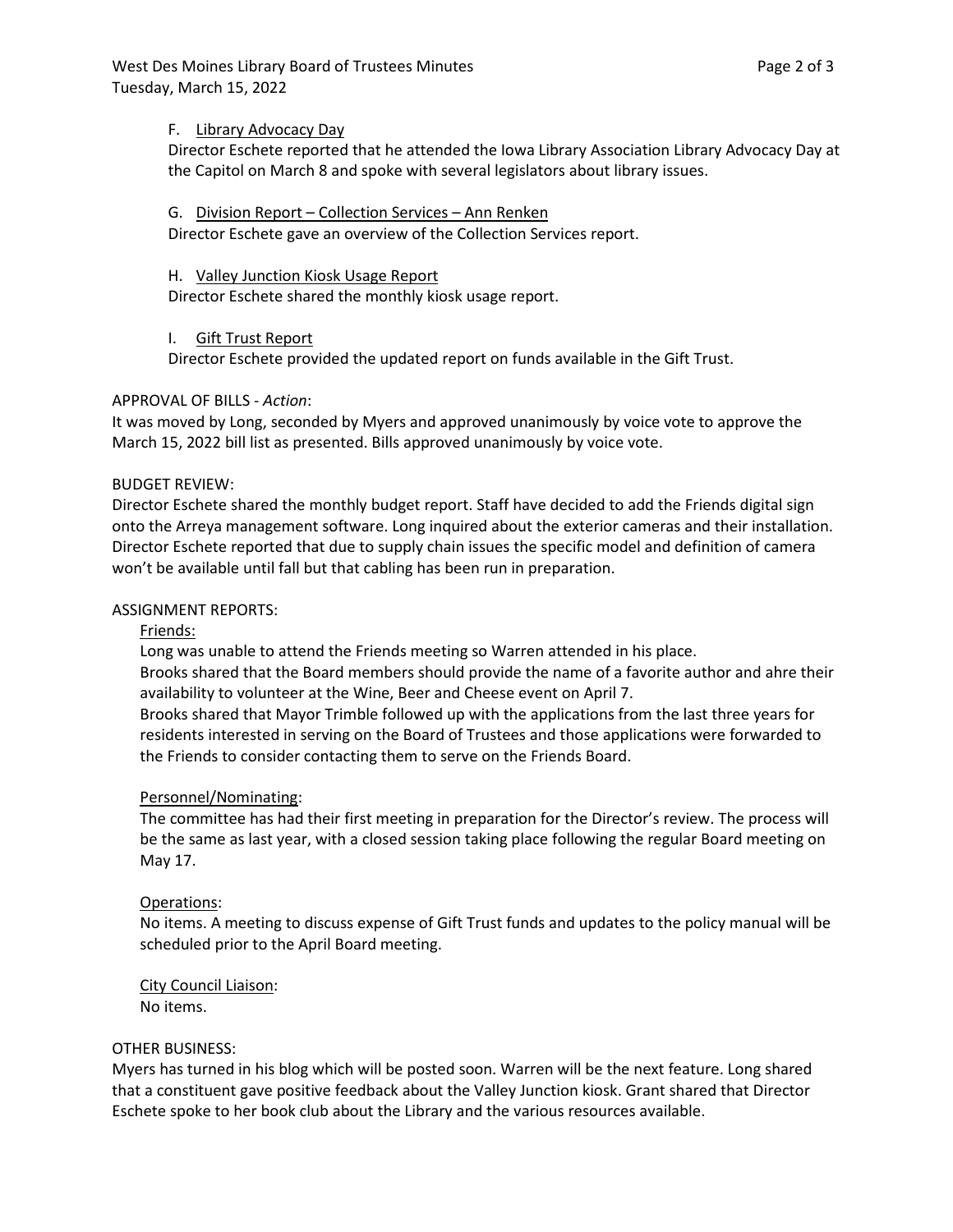F. Library Advocacy Day

Director Eschete reported that he attended the Iowa Library Association Library Advocacy Day at the Capitol on March 8 and spoke with several legislators about library issues.

G. Division Report – Collection Services – Ann Renken

Director Eschete gave an overview of the Collection Services report.

H. Valley Junction Kiosk Usage Report

Director Eschete shared the monthly kiosk usage report.

I. Gift Trust Report

Director Eschete provided the updated report on funds available in the Gift Trust.

APPROVAL OF BILLS - *Action*:

It was moved by Long, seconded by Myers and approved unanimously by voice vote to approve the March 15, 2022 bill list as presented. Bills approved unanimously by voice vote.

BUDGET REVIEW:

Director Eschete shared the monthly budget report. Staff have decided to add the Friends digital sign onto the Arreya management software. Long inquired about the exterior cameras and their installation. Director Eschete reported that due to supply chain issues the specific model and definition of camera won't be available until fall but that cabling has been run in preparation.

ASSIGNMENT REPORTS:

Friends:

Long was unable to attend the Friends meeting so Warren attended in his place.

Brooks shared that the Board members should provide the name of a favorite author and ahre their availability to volunteer at the Wine, Beer and Cheese event on April 7.

Brooks shared that Mayor Trimble followed up with the applications from the last three years for residents interested in serving on the Board of Trustees and those applications were forwarded to the Friends to consider contacting them to serve on the Friends Board.

Personnel/Nominating:

The committee has had their first meeting in preparation for the Director's review. The process will be the same as last year, with a closed session taking place following the regular Board meeting on May 17.

Operations:

No items. A meeting to discuss expense of Gift Trust funds and updates to the policy manual will be scheduled prior to the April Board meeting.

City Council Liaison:

No items.

OTHER BUSINESS:

Myers has turned in his blog which will be posted soon. Warren will be the next feature. Long shared that a constituent gave positive feedback about the Valley Junction kiosk. Grant shared that Director Eschete spoke to her book club about the Library and the various resources available.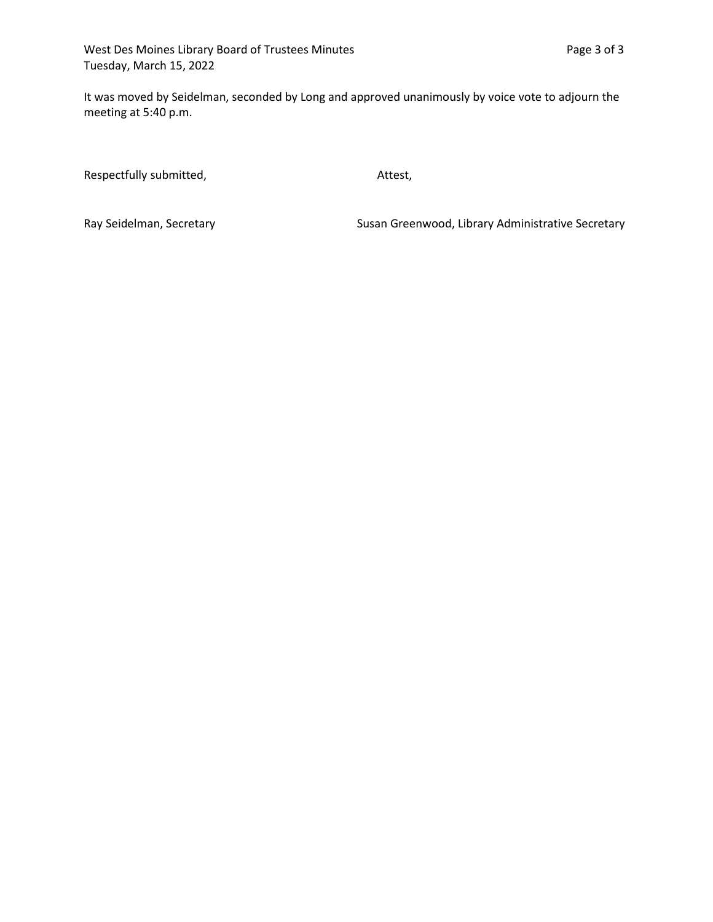It was moved by Seidelman, seconded by Long and approved unanimously by voice vote to adjourn the meeting at 5:40 p.m.

Respectfully submitted, Attest,

Ray Seidelman, Secretary Susan Greenwood, Library Administrative Secretary